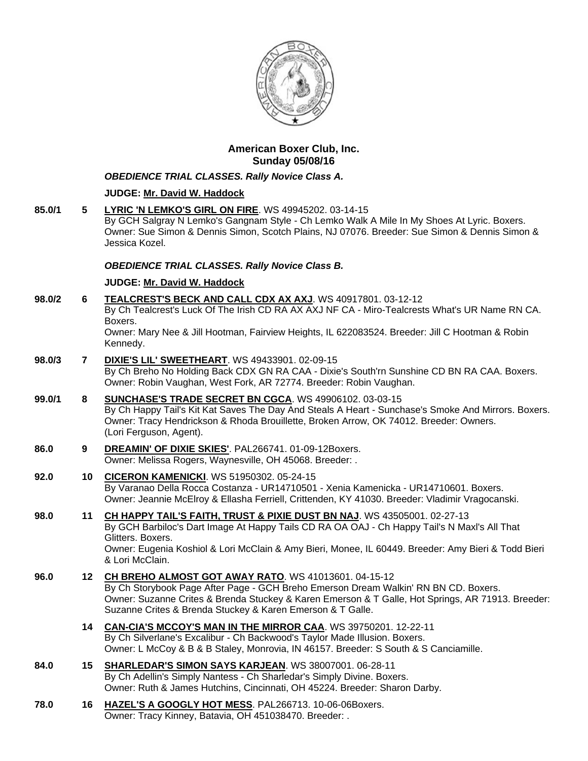# American Boxer Club, Inc.
## Sunday 05/08/16

***OBEDIENCE TRIAL CLASSES. Rally Novice Class A.***

**JUDGE: Mr. David W. Haddock**

**85.0/1** **5** **LYRIC 'N LEMKO'S GIRL ON FIRE**. WS 49945202. 03-14-15
By GCH Salgray N Lemko's Gangnam Style - Ch Lemko Walk A Mile In My Shoes At Lyric. Boxers.
Owner: Sue Simon & Dennis Simon, Scotch Plains, NJ 07076. Breeder: Sue Simon & Dennis Simon & Jessica Kozel.

***OBEDIENCE TRIAL CLASSES. Rally Novice Class B.***

**JUDGE: Mr. David W. Haddock**

**98.0/2** **6** **TEALCREST'S BECK AND CALL CDX AX AXJ**. WS 40917801. 03-12-12
By Ch Tealcrest's Luck Of The Irish CD RA AX AXJ NF CA - Miro-Tealcrests What's UR Name RN CA. Boxers.
Owner: Mary Nee & Jill Hootman, Fairview Heights, IL 622083524. Breeder: Jill C Hootman & Robin Kennedy.

**98.0/3** **7** **DIXIE'S LIL' SWEETHEART**. WS 49433901. 02-09-15
By Ch Breho No Holding Back CDX GN RA CAA - Dixie's South'rn Sunshine CD BN RA CAA. Boxers.
Owner: Robin Vaughan, West Fork, AR 72774. Breeder: Robin Vaughan.

**99.0/1** **8** **SUNCHASE'S TRADE SECRET BN CGCA**. WS 49906102. 03-03-15
By Ch Happy Tail's Kit Kat Saves The Day And Steals A Heart - Sunchase's Smoke And Mirrors. Boxers.
Owner: Tracy Hendrickson & Rhoda Brouillette, Broken Arrow, OK 74012. Breeder: Owners.
(Lori Ferguson, Agent).

**86.0** **9** **DREAMIN' OF DIXIE SKIES'**. PAL266741. 01-09-12Boxers.
Owner: Melissa Rogers, Waynesville, OH 45068. Breeder: .

**92.0** **10** **CICERON KAMENICKI**. WS 51950302. 05-24-15
By Varanao Della Rocca Costanza - UR14710501 - Xenia Kamenicka - UR14710601. Boxers.
Owner: Jeannie McElroy & Ellasha Ferriell, Crittenden, KY 41030. Breeder: Vladimir Vragocanski.

**98.0** **11** **CH HAPPY TAIL'S FAITH, TRUST & PIXIE DUST BN NAJ**. WS 43505001. 02-27-13
By GCH Barbiloc's Dart Image At Happy Tails CD RA OA OAJ - Ch Happy Tail's N Maxl's All That Glitters. Boxers.
Owner: Eugenia Koshiol & Lori McClain & Amy Bieri, Monee, IL 60449. Breeder: Amy Bieri & Todd Bieri & Lori McClain.

**96.0** **12** **CH BREHO ALMOST GOT AWAY RATO**. WS 41013601. 04-15-12
By Ch Storybook Page After Page - GCH Breho Emerson Dream Walkin' RN BN CD. Boxers.
Owner: Suzanne Crites & Brenda Stuckey & Karen Emerson & T Galle, Hot Springs, AR 71913. Breeder: Suzanne Crites & Brenda Stuckey & Karen Emerson & T Galle.

**14** **CAN-CIA'S MCCOY'S MAN IN THE MIRROR CAA**. WS 39750201. 12-22-11
By Ch Silverlane's Excalibur - Ch Backwood's Taylor Made Illusion. Boxers.
Owner: L McCoy & B & B Staley, Monrovia, IN 46157. Breeder: S South & S Canciamille.

**84.0** **15** **SHARLEDAR'S SIMON SAYS KARJEAN**. WS 38007001. 06-28-11
By Ch Adellin's Simply Nantess - Ch Sharledar's Simply Divine. Boxers.
Owner: Ruth & James Hutchins, Cincinnati, OH 45224. Breeder: Sharon Darby.

**78.0** **16** **HAZEL'S A GOOGLY HOT MESS**. PAL266713. 10-06-06Boxers.
Owner: Tracy Kinney, Batavia, OH 451038470. Breeder: .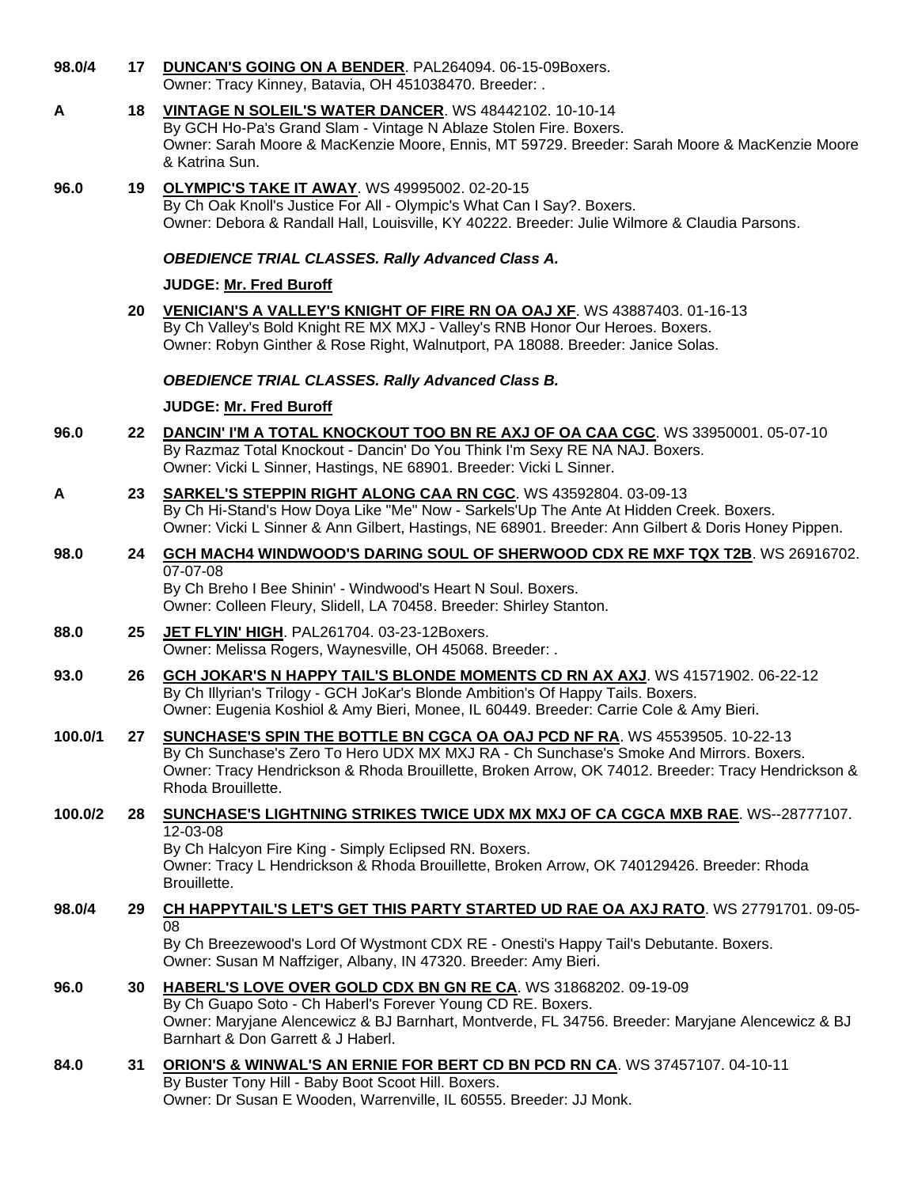**98.0/4** **17** **DUNCAN'S GOING ON A BENDER**. PAL264094. 06-15-09Boxers.
Owner: Tracy Kinney, Batavia, OH 451038470. Breeder: .

**A** **18** **VINTAGE N SOLEIL'S WATER DANCER**. WS 48442102. 10-10-14
By GCH Ho-Pa's Grand Slam - Vintage N Ablaze Stolen Fire. Boxers.
Owner: Sarah Moore & MacKenzie Moore, Ennis, MT 59729. Breeder: Sarah Moore & MacKenzie Moore & Katrina Sun.

**96.0** **19** **OLYMPIC'S TAKE IT AWAY**. WS 49995002. 02-20-15
By Ch Oak Knoll's Justice For All - Olympic's What Can I Say?. Boxers.
Owner: Debora & Randall Hall, Louisville, KY 40222. Breeder: Julie Wilmore & Claudia Parsons.

***OBEDIENCE TRIAL CLASSES. Rally Advanced Class A.***

**JUDGE: Mr. Fred Buroff**

**20** **VENICIAN'S A VALLEY'S KNIGHT OF FIRE RN OA OAJ XF**. WS 43887403. 01-16-13
By Ch Valley's Bold Knight RE MX MXJ - Valley's RNB Honor Our Heroes. Boxers.
Owner: Robyn Ginther & Rose Right, Walnutport, PA 18088. Breeder: Janice Solas.

***OBEDIENCE TRIAL CLASSES. Rally Advanced Class B.***

**JUDGE: Mr. Fred Buroff**

**96.0** **22** **DANCIN' I'M A TOTAL KNOCKOUT TOO BN RE AXJ OF OA CAA CGC**. WS 33950001. 05-07-10
By Razmaz Total Knockout - Dancin' Do You Think I'm Sexy RE NA NAJ. Boxers.
Owner: Vicki L Sinner, Hastings, NE 68901. Breeder: Vicki L Sinner.

**A** **23** **SARKEL'S STEPPIN RIGHT ALONG CAA RN CGC**. WS 43592804. 03-09-13
By Ch Hi-Stand's How Doya Like "Me" Now - Sarkels'Up The Ante At Hidden Creek. Boxers.
Owner: Vicki L Sinner & Ann Gilbert, Hastings, NE 68901. Breeder: Ann Gilbert & Doris Honey Pippen.

**98.0** **24** **GCH MACH4 WINDWOOD'S DARING SOUL OF SHERWOOD CDX RE MXF TQX T2B**. WS 26916702. 07-07-08
By Ch Breho I Bee Shinin' - Windwood's Heart N Soul. Boxers.
Owner: Colleen Fleury, Slidell, LA 70458. Breeder: Shirley Stanton.

**88.0** **25** **JET FLYIN' HIGH**. PAL261704. 03-23-12Boxers.
Owner: Melissa Rogers, Waynesville, OH 45068. Breeder: .

**93.0** **26** **GCH JOKAR'S N HAPPY TAIL'S BLONDE MOMENTS CD RN AX AXJ**. WS 41571902. 06-22-12
By Ch Illyrian's Trilogy - GCH JoKar's Blonde Ambition's Of Happy Tails. Boxers.
Owner: Eugenia Koshiol & Amy Bieri, Monee, IL 60449. Breeder: Carrie Cole & Amy Bieri.

**100.0/1** **27** **SUNCHASE'S SPIN THE BOTTLE BN CGCA OA OAJ PCD NF RA**. WS 45539505. 10-22-13
By Ch Sunchase's Zero To Hero UDX MX MXJ RA - Ch Sunchase's Smoke And Mirrors. Boxers.
Owner: Tracy Hendrickson & Rhoda Brouillette, Broken Arrow, OK 74012. Breeder: Tracy Hendrickson & Rhoda Brouillette.

**100.0/2** **28** **SUNCHASE'S LIGHTNING STRIKES TWICE UDX MX MXJ OF CA CGCA MXB RAE**. WS--28777107. 12-03-08
By Ch Halcyon Fire King - Simply Eclipsed RN. Boxers.
Owner: Tracy L Hendrickson & Rhoda Brouillette, Broken Arrow, OK 740129426. Breeder: Rhoda Brouillette.

**98.0/4** **29** **CH HAPPYTAIL'S LET'S GET THIS PARTY STARTED UD RAE OA AXJ RATO**. WS 27791701. 09-05-08
By Ch Breezewood's Lord Of Wystmont CDX RE - Onesti's Happy Tail's Debutante. Boxers.
Owner: Susan M Naffziger, Albany, IN 47320. Breeder: Amy Bieri.

**96.0** **30** **HABERL'S LOVE OVER GOLD CDX BN GN RE CA**. WS 31868202. 09-19-09
By Ch Guapo Soto - Ch Haberl's Forever Young CD RE. Boxers.
Owner: Maryjane Alencewicz & BJ Barnhart, Montverde, FL 34756. Breeder: Maryjane Alencewicz & BJ Barnhart & Don Garrett & J Haberl.

**84.0** **31** **ORION'S & WINWAL'S AN ERNIE FOR BERT CD BN PCD RN CA**. WS 37457107. 04-10-11
By Buster Tony Hill - Baby Boot Scoot Hill. Boxers.
Owner: Dr Susan E Wooden, Warrenville, IL 60555. Breeder: JJ Monk.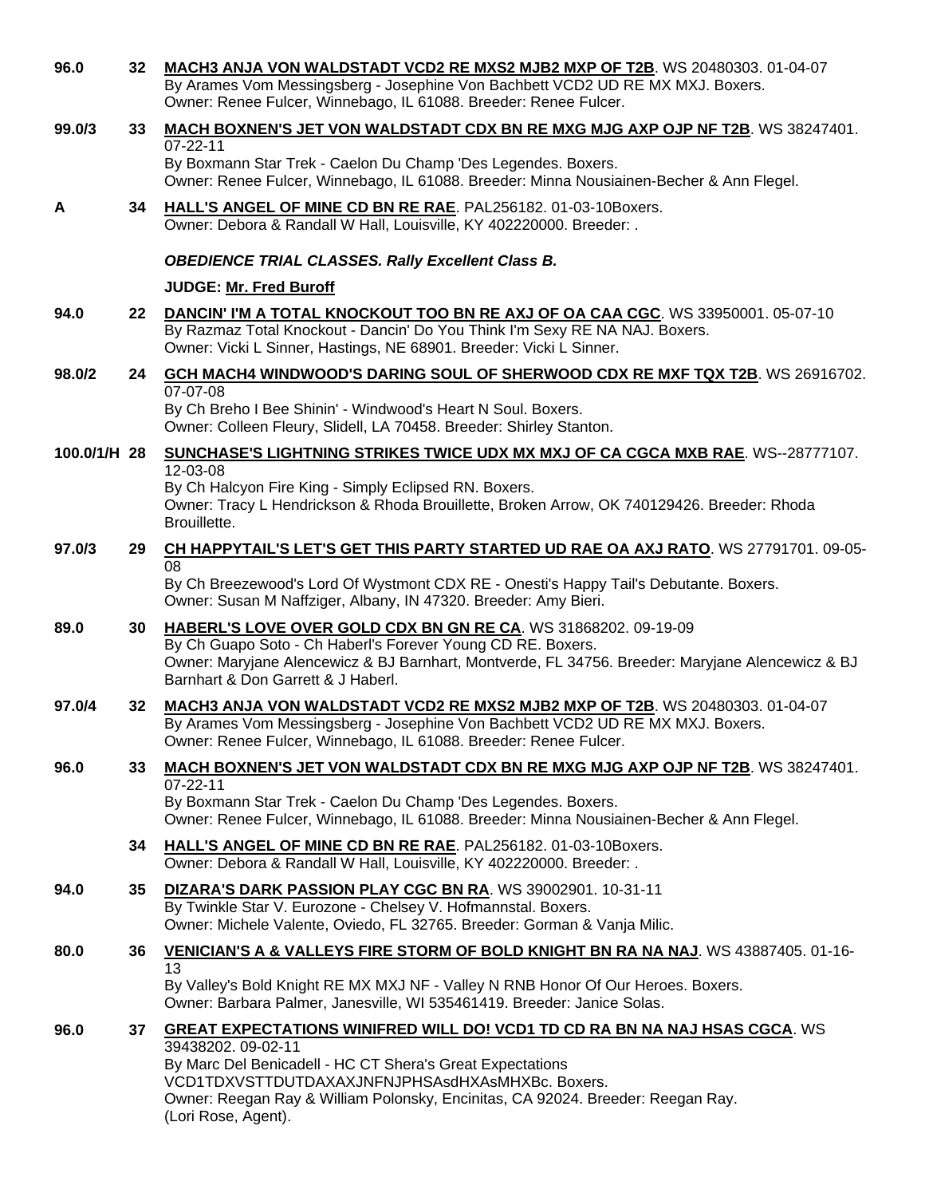**96.0** **32** **MACH3 ANJA VON WALDSTADT VCD2 RE MXS2 MJB2 MXP OF T2B**. WS 20480303. 01-04-07
By Arames Vom Messingsberg - Josephine Von Bachbett VCD2 UD RE MX MXJ. Boxers.
Owner: Renee Fulcer, Winnebago, IL 61088. Breeder: Renee Fulcer.

**99.0/3** **33** **MACH BOXNEN'S JET VON WALDSTADT CDX BN RE MXG MJG AXP OJP NF T2B**. WS 38247401. 07-22-11
By Boxmann Star Trek - Caelon Du Champ 'Des Legendes. Boxers.
Owner: Renee Fulcer, Winnebago, IL 61088. Breeder: Minna Nousiainen-Becher & Ann Flegel.

**A** **34** **HALL'S ANGEL OF MINE CD BN RE RAE**. PAL256182. 01-03-10Boxers.
Owner: Debora & Randall W Hall, Louisville, KY 402220000. Breeder: .

***OBEDIENCE TRIAL CLASSES. Rally Excellent Class B.***

**JUDGE: Mr. Fred Buroff**

**94.0** **22** **DANCIN' I'M A TOTAL KNOCKOUT TOO BN RE AXJ OF OA CAA CGC**. WS 33950001. 05-07-10
By Razmaz Total Knockout - Dancin' Do You Think I'm Sexy RE NA NAJ. Boxers.
Owner: Vicki L Sinner, Hastings, NE 68901. Breeder: Vicki L Sinner.

**98.0/2** **24** **GCH MACH4 WINDWOOD'S DARING SOUL OF SHERWOOD CDX RE MXF TQX T2B**. WS 26916702. 07-07-08
By Ch Breho I Bee Shinin' - Windwood's Heart N Soul. Boxers.
Owner: Colleen Fleury, Slidell, LA 70458. Breeder: Shirley Stanton.

**100.0/1/H** **28** **SUNCHASE'S LIGHTNING STRIKES TWICE UDX MX MXJ OF CA CGCA MXB RAE**. WS--28777107. 12-03-08
By Ch Halcyon Fire King - Simply Eclipsed RN. Boxers.
Owner: Tracy L Hendrickson & Rhoda Brouillette, Broken Arrow, OK 740129426. Breeder: Rhoda Brouillette.

**97.0/3** **29** **CH HAPPYTAIL'S LET'S GET THIS PARTY STARTED UD RAE OA AXJ RATO**. WS 27791701. 09-05-08
By Ch Breezewood's Lord Of Wystmont CDX RE - Onesti's Happy Tail's Debutante. Boxers.
Owner: Susan M Naffziger, Albany, IN 47320. Breeder: Amy Bieri.

**89.0** **30** **HABERL'S LOVE OVER GOLD CDX BN GN RE CA**. WS 31868202. 09-19-09
By Ch Guapo Soto - Ch Haberl's Forever Young CD RE. Boxers.
Owner: Maryjane Alencewicz & BJ Barnhart, Montverde, FL 34756. Breeder: Maryjane Alencewicz & BJ Barnhart & Don Garrett & J Haberl.

**97.0/4** **32** **MACH3 ANJA VON WALDSTADT VCD2 RE MXS2 MJB2 MXP OF T2B**. WS 20480303. 01-04-07
By Arames Vom Messingsberg - Josephine Von Bachbett VCD2 UD RE MX MXJ. Boxers.
Owner: Renee Fulcer, Winnebago, IL 61088. Breeder: Renee Fulcer.

**96.0** **33** **MACH BOXNEN'S JET VON WALDSTADT CDX BN RE MXG MJG AXP OJP NF T2B**. WS 38247401. 07-22-11
By Boxmann Star Trek - Caelon Du Champ 'Des Legendes. Boxers.
Owner: Renee Fulcer, Winnebago, IL 61088. Breeder: Minna Nousiainen-Becher & Ann Flegel.

**34** **HALL'S ANGEL OF MINE CD BN RE RAE**. PAL256182. 01-03-10Boxers.
Owner: Debora & Randall W Hall, Louisville, KY 402220000. Breeder: .

**94.0** **35** **DIZARA'S DARK PASSION PLAY CGC BN RA**. WS 39002901. 10-31-11
By Twinkle Star V. Eurozone - Chelsey V. Hofmannstal. Boxers.
Owner: Michele Valente, Oviedo, FL 32765. Breeder: Gorman & Vanja Milic.

**80.0** **36** **VENICIAN'S A & VALLEYS FIRE STORM OF BOLD KNIGHT BN RA NA NAJ**. WS 43887405. 01-16-13
By Valley's Bold Knight RE MX MXJ NF - Valley N RNB Honor Of Our Heroes. Boxers.
Owner: Barbara Palmer, Janesville, WI 535461419. Breeder: Janice Solas.

**96.0** **37** **GREAT EXPECTATIONS WINIFRED WILL DO! VCD1 TD CD RA BN NA NAJ HSAS CGCA**. WS 39438202. 09-02-11
By Marc Del Benicadell - HC CT Shera's Great Expectations VCD1TDXVSTTDUTDAXAXJNFNJPHSAsdHXAsMHXBc. Boxers.
Owner: Reegan Ray & William Polonsky, Encinitas, CA 92024. Breeder: Reegan Ray.
(Lori Rose, Agent).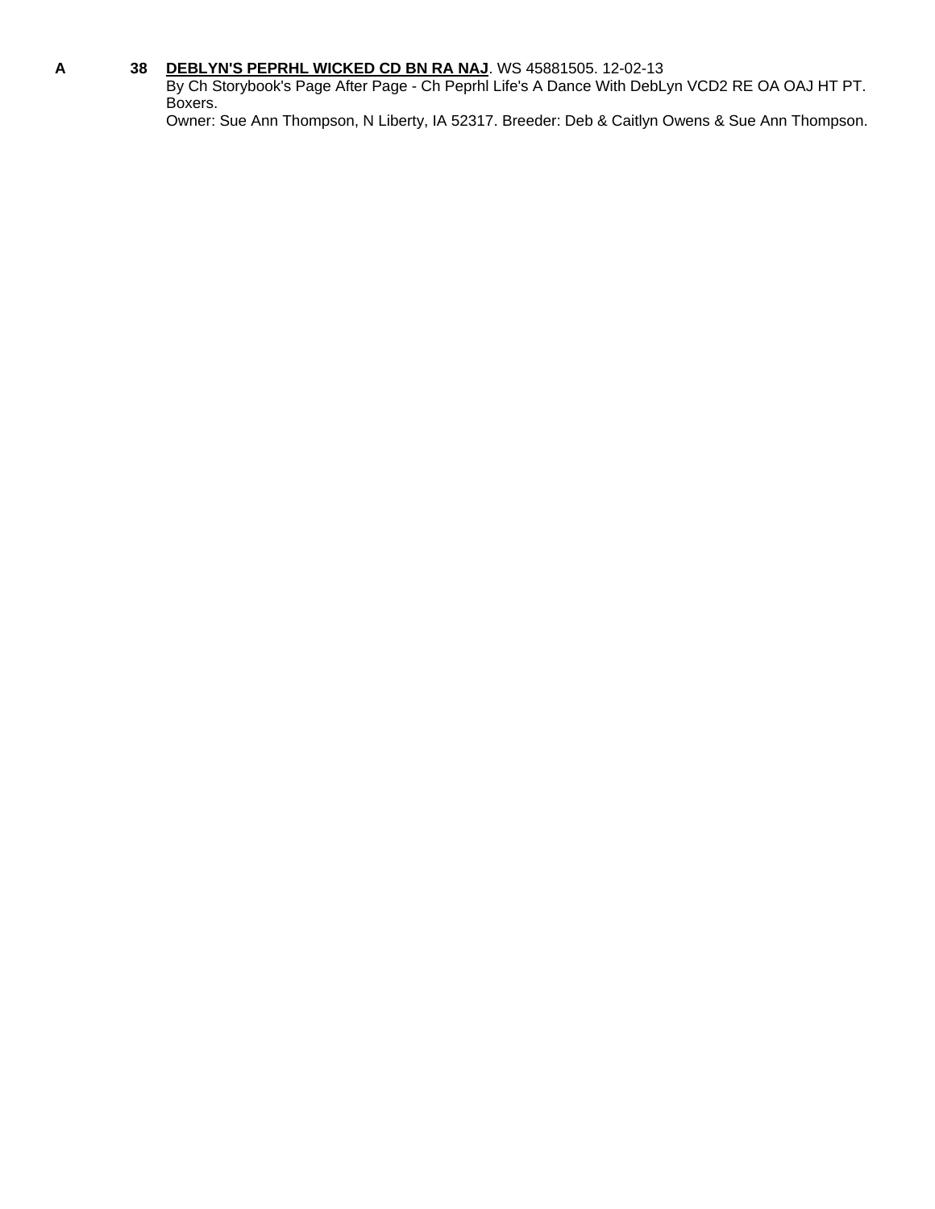**A** **38** **DEBLYN'S PEPRHL WICKED CD BN RA NAJ**. WS 45881505. 12-02-13
By Ch Storybook's Page After Page - Ch Peprhl Life's A Dance With DebLyn VCD2 RE OA OAJ HT PT. Boxers.
Owner: Sue Ann Thompson, N Liberty, IA 52317. Breeder: Deb & Caitlyn Owens & Sue Ann Thompson.